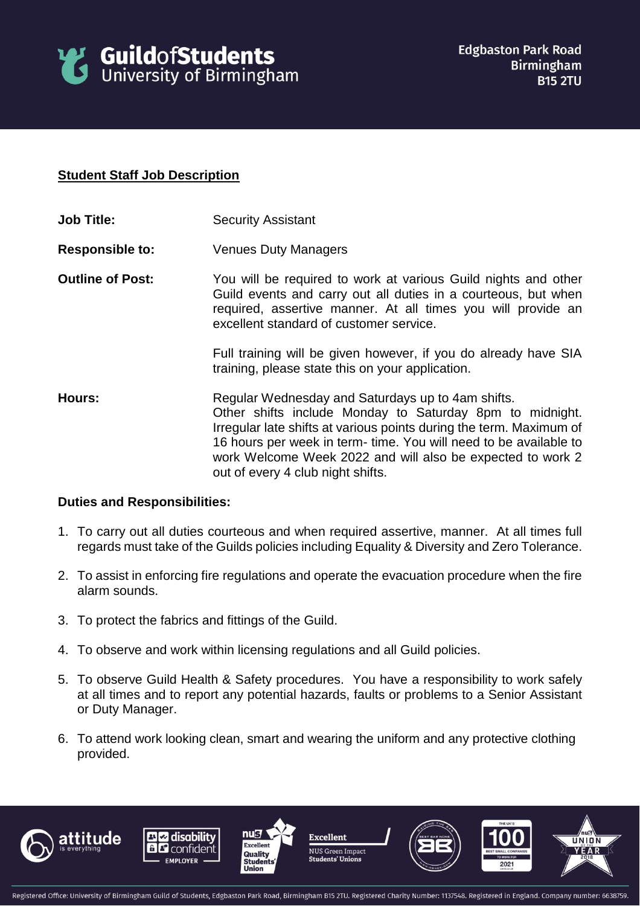Guild of Students
University of Birmingham

Edgbaston Park Road
Birmingham
B15 2TU

## Student Staff Job Description

| | |
|---|---|
| **Job Title:** | Security Assistant |
| **Responsible to:** | Venues Duty Managers |
| **Outline of Post:** | You will be required to work at various Guild nights and other Guild events and carry out all duties in a courteous, but when required, assertive manner. At all times you will provide an excellent standard of customer service.<br><br>Full training will be given however, if you do already have SIA training, please state this on your application. |
| **Hours:** | Regular Wednesday and Saturdays up to 4am shifts.<br>Other shifts include Monday to Saturday 8pm to midnight. Irregular late shifts at various points during the term. Maximum of 16 hours per week in term- time. You will need to be available to work Welcome Week 2022 and will also be expected to work 2 out of every 4 club night shifts. |

**Duties and Responsibilities:**

1. To carry out all duties courteous and when required assertive, manner. At all times full regards must take of the Guilds policies including Equality & Diversity and Zero Tolerance.
2. To assist in enforcing fire regulations and operate the evacuation procedure when the fire alarm sounds.
3. To protect the fabrics and fittings of the Guild.
4. To observe and work within licensing regulations and all Guild policies.
5. To observe Guild Health & Safety procedures. You have a responsibility to work safely at all times and to report any potential hazards, faults or problems to a Senior Assistant or Duty Manager.
6. To attend work looking clean, smart and wearing the uniform and any protective clothing provided.

Registered Office: University of Birmingham Guild of Students, Edgbaston Park Road, Birmingham B15 2TU. Registered Charity Number: 1137548. Registered in England. Company number: 6638759.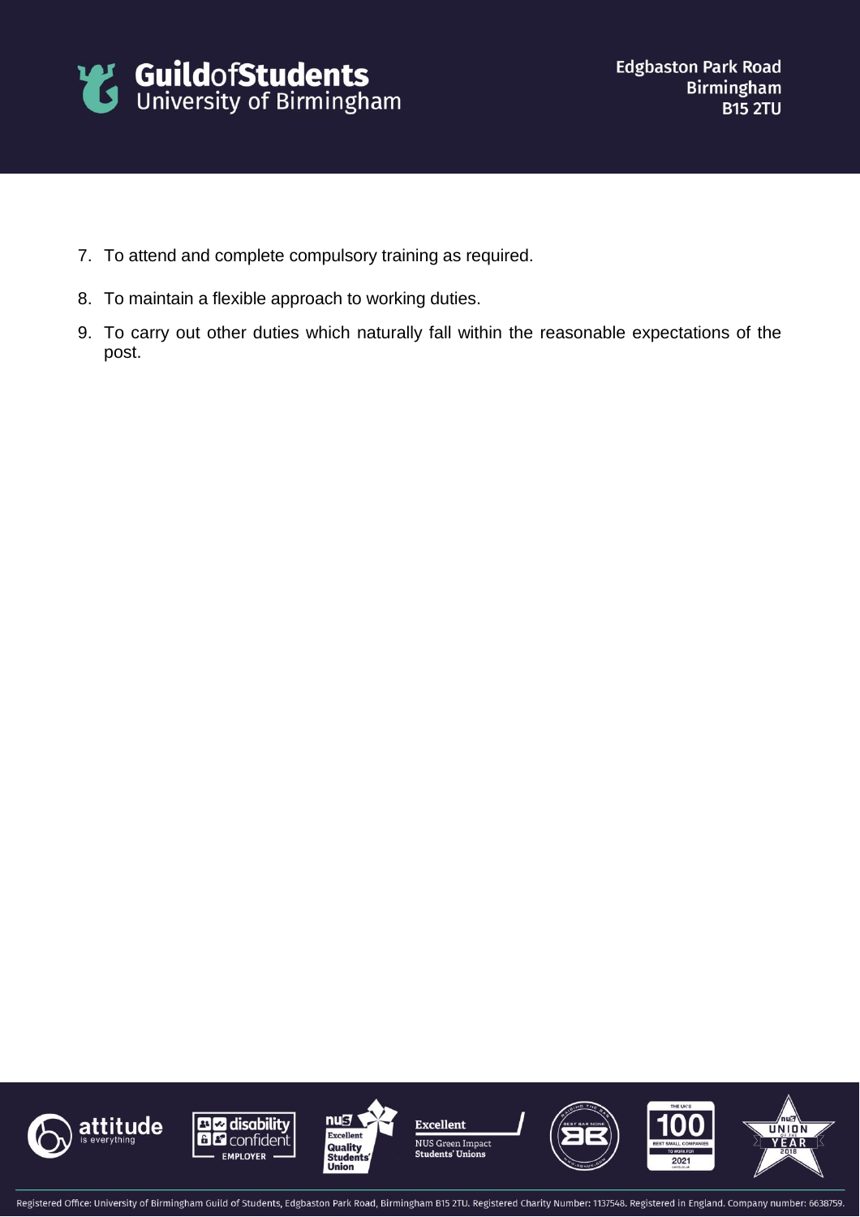7. To attend and complete compulsory training as required.
8. To maintain a flexible approach to working duties.
9. To carry out other duties which naturally fall within the reasonable expectations of the post.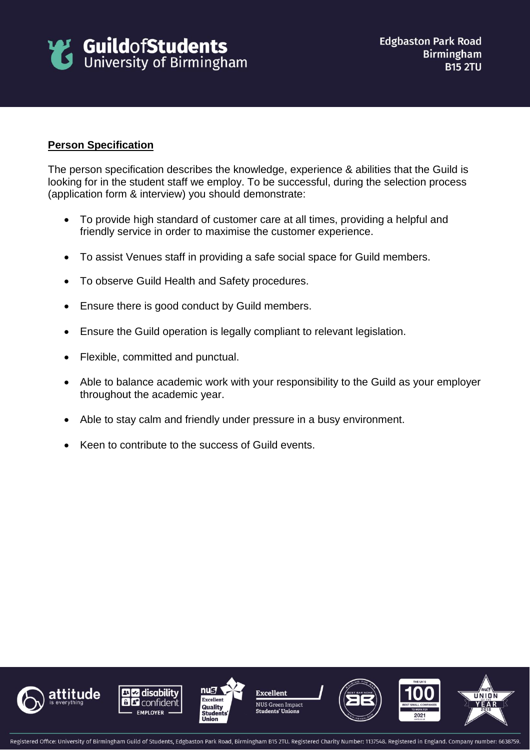## Person Specification

The person specification describes the knowledge, experience & abilities that the Guild is looking for in the student staff we employ. To be successful, during the selection process (application form & interview) you should demonstrate:

- To provide high standard of customer care at all times, providing a helpful and friendly service in order to maximise the customer experience.
- To assist Venues staff in providing a safe social space for Guild members.
- To observe Guild Health and Safety procedures.
- Ensure there is good conduct by Guild members.
- Ensure the Guild operation is legally compliant to relevant legislation.
- Flexible, committed and punctual.
- Able to balance academic work with your responsibility to the Guild as your employer throughout the academic year.
- Able to stay calm and friendly under pressure in a busy environment.
- Keen to contribute to the success of Guild events.